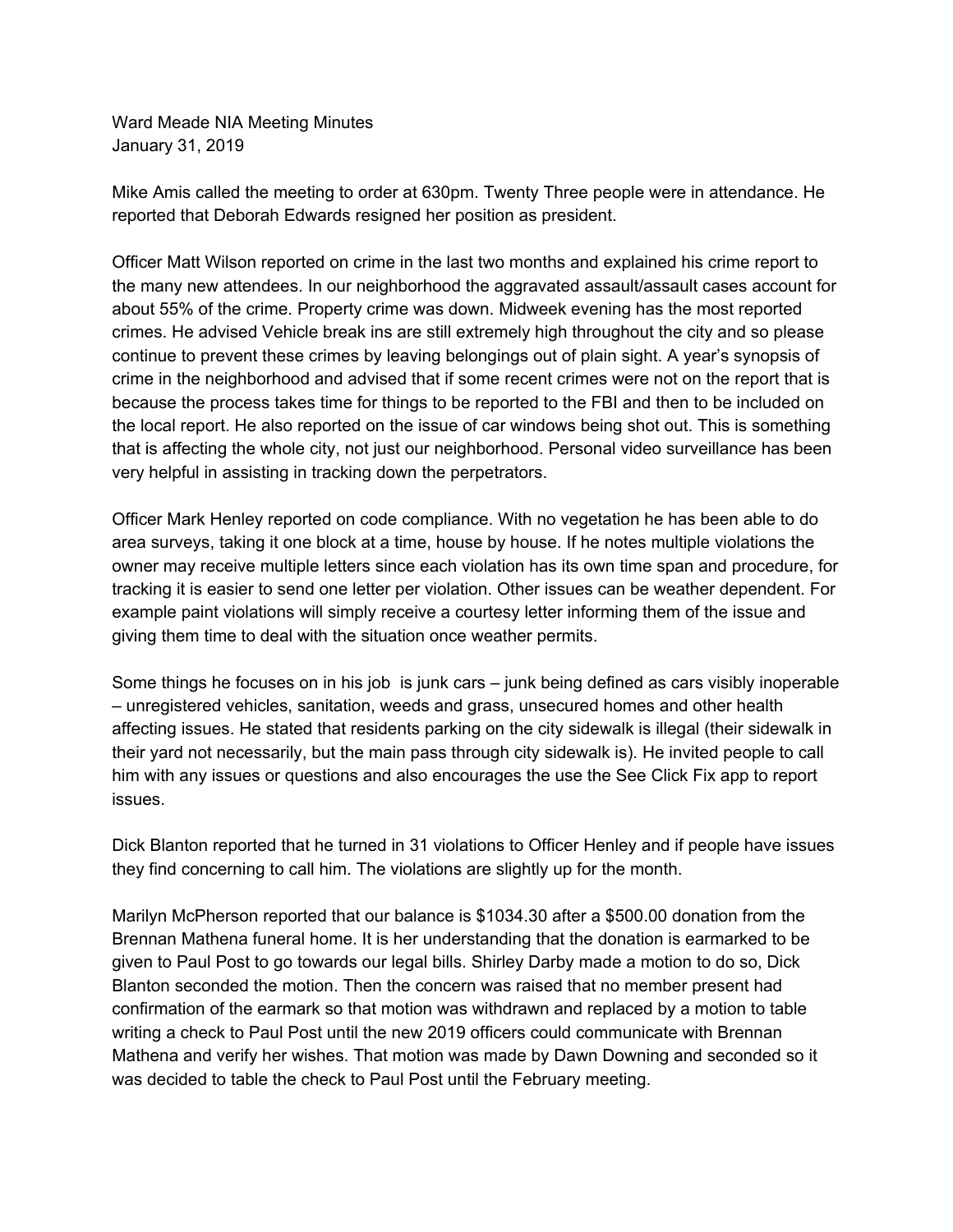Ward Meade NIA Meeting Minutes
January 31, 2019

Mike Amis called the meeting to order at 630pm. Twenty Three people were in attendance. He reported that Deborah Edwards resigned her position as president.

Officer Matt Wilson reported on crime in the last two months and explained his crime report to the many new attendees. In our neighborhood the aggravated assault/assault cases account for about 55% of the crime. Property crime was down. Midweek evening has the most reported crimes. He advised Vehicle break ins are still extremely high throughout the city and so please continue to prevent these crimes by leaving belongings out of plain sight. A year's synopsis of crime in the neighborhood and advised that if some recent crimes were not on the report that is because the process takes time for things to be reported to the FBI and then to be included on the local report. He also reported on the issue of car windows being shot out. This is something that is affecting the whole city, not just our neighborhood. Personal video surveillance has been very helpful in assisting in tracking down the perpetrators.

Officer Mark Henley reported on code compliance. With no vegetation he has been able to do area surveys, taking it one block at a time, house by house. If he notes multiple violations the owner may receive multiple letters since each violation has its own time span and procedure, for tracking it is easier to send one letter per violation. Other issues can be weather dependent. For example paint violations will simply receive a courtesy letter informing them of the issue and giving them time to deal with the situation once weather permits.

Some things he focuses on in his job is junk cars – junk being defined as cars visibly inoperable – unregistered vehicles, sanitation, weeds and grass, unsecured homes and other health affecting issues. He stated that residents parking on the city sidewalk is illegal (their sidewalk in their yard not necessarily, but the main pass through city sidewalk is). He invited people to call him with any issues or questions and also encourages the use the See Click Fix app to report issues.

Dick Blanton reported that he turned in 31 violations to Officer Henley and if people have issues they find concerning to call him. The violations are slightly up for the month.

Marilyn McPherson reported that our balance is $1034.30 after a $500.00 donation from the Brennan Mathena funeral home. It is her understanding that the donation is earmarked to be given to Paul Post to go towards our legal bills. Shirley Darby made a motion to do so, Dick Blanton seconded the motion. Then the concern was raised that no member present had confirmation of the earmark so that motion was withdrawn and replaced by a motion to table writing a check to Paul Post until the new 2019 officers could communicate with Brennan Mathena and verify her wishes. That motion was made by Dawn Downing and seconded so it was decided to table the check to Paul Post until the February meeting.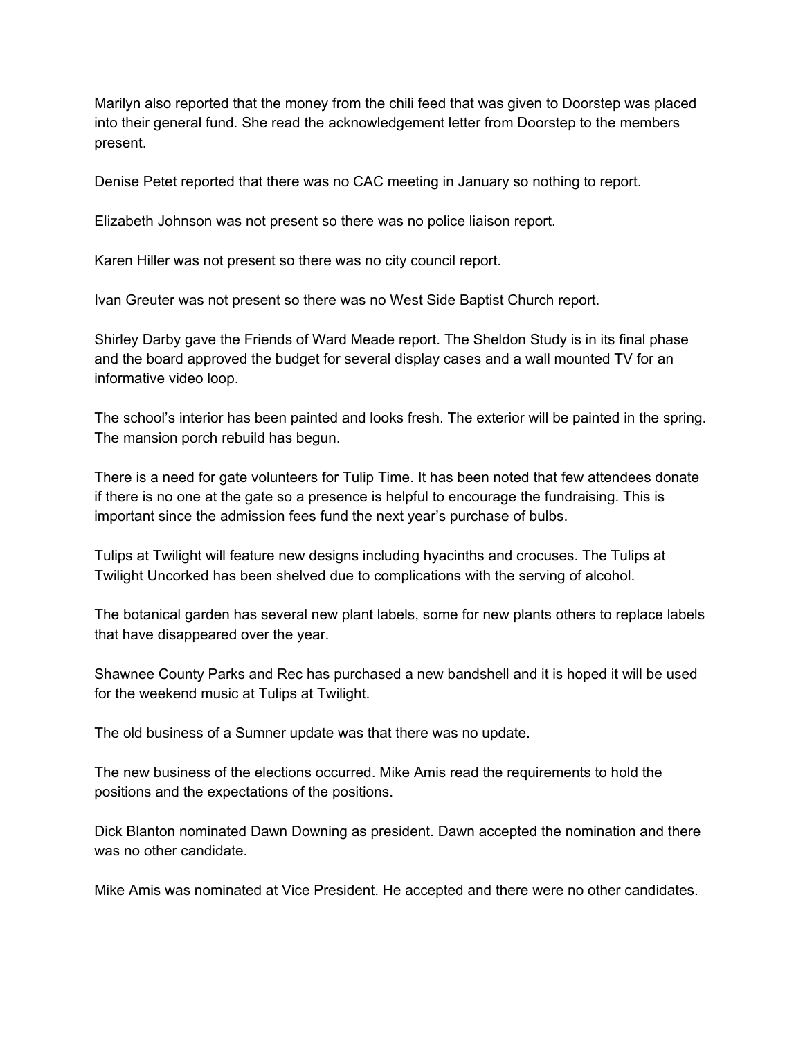Marilyn also reported that the money from the chili feed that was given to Doorstep was placed into their general fund. She read the acknowledgement letter from Doorstep to the members present.

Denise Petet reported that there was no CAC meeting in January so nothing to report.

Elizabeth Johnson was not present so there was no police liaison report.

Karen Hiller was not present so there was no city council report.

Ivan Greuter was not present so there was no West Side Baptist Church report.

Shirley Darby gave the Friends of Ward Meade report. The Sheldon Study is in its final phase and the board approved the budget for several display cases and a wall mounted TV for an informative video loop.

The school's interior has been painted and looks fresh. The exterior will be painted in the spring. The mansion porch rebuild has begun.

There is a need for gate volunteers for Tulip Time. It has been noted that few attendees donate if there is no one at the gate so a presence is helpful to encourage the fundraising. This is important since the admission fees fund the next year's purchase of bulbs.

Tulips at Twilight will feature new designs including hyacinths and crocuses. The Tulips at Twilight Uncorked has been shelved due to complications with the serving of alcohol.

The botanical garden has several new plant labels, some for new plants others to replace labels that have disappeared over the year.

Shawnee County Parks and Rec has purchased a new bandshell and it is hoped it will be used for the weekend music at Tulips at Twilight.

The old business of a Sumner update was that there was no update.

The new business of the elections occurred. Mike Amis read the requirements to hold the positions and the expectations of the positions.

Dick Blanton nominated Dawn Downing as president. Dawn accepted the nomination and there was no other candidate.

Mike Amis was nominated at Vice President. He accepted and there were no other candidates.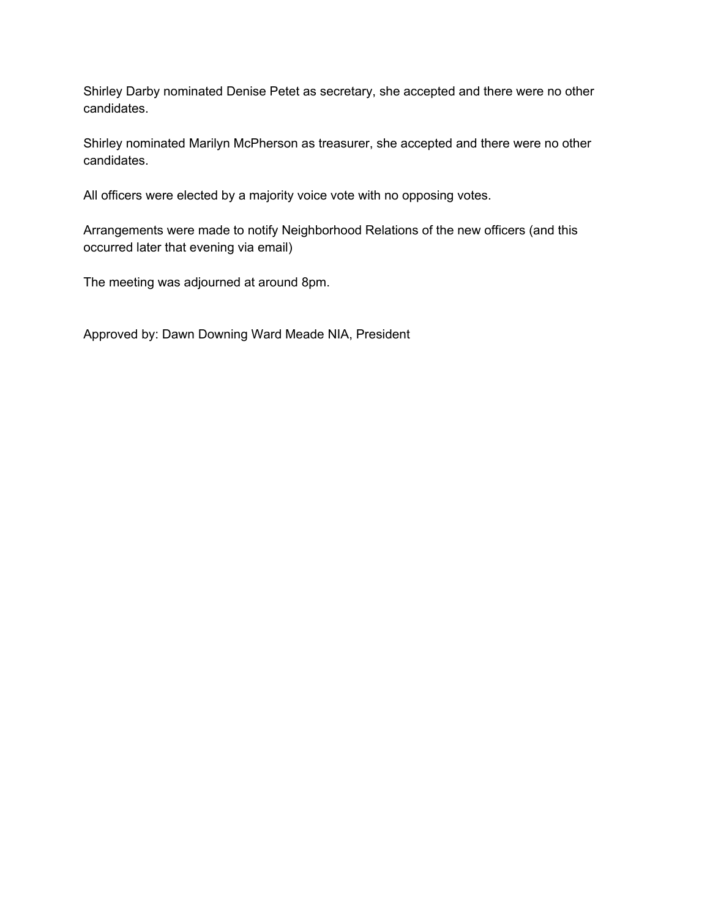Shirley Darby nominated Denise Petet as secretary, she accepted and there were no other candidates.

Shirley nominated Marilyn McPherson as treasurer, she accepted and there were no other candidates.

All officers were elected by a majority voice vote with no opposing votes.

Arrangements were made to notify Neighborhood Relations of the new officers (and this occurred later that evening via email)

The meeting was adjourned at around 8pm.

Approved by: Dawn Downing Ward Meade NIA, President